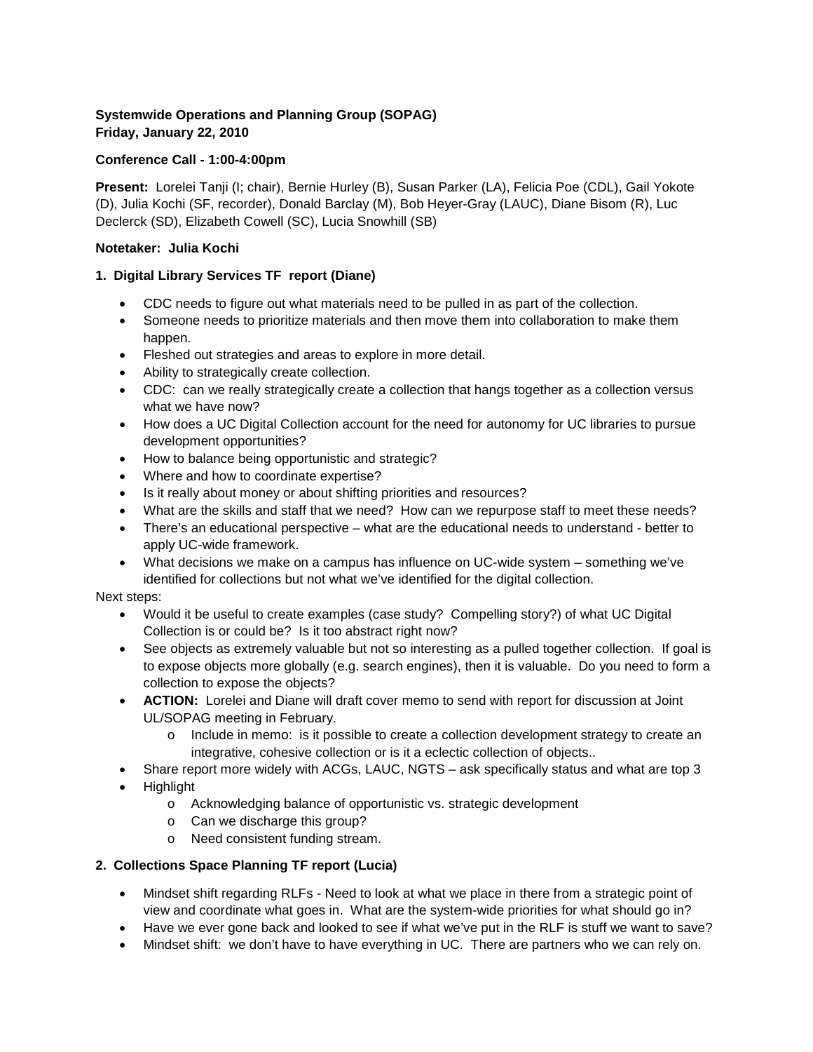**Systemwide Operations and Planning Group (SOPAG)**
**Friday, January 22, 2010**

**Conference Call - 1:00-4:00pm**

**Present:** Lorelei Tanji (I; chair), Bernie Hurley (B), Susan Parker (LA), Felicia Poe (CDL), Gail Yokote (D), Julia Kochi (SF, recorder), Donald Barclay (M), Bob Heyer-Gray (LAUC), Diane Bisom (R), Luc Declerck (SD), Elizabeth Cowell (SC), Lucia Snowhill (SB)

**Notetaker: Julia Kochi**

**1. Digital Library Services TF report (Diane)**

- CDC needs to figure out what materials need to be pulled in as part of the collection.
- Someone needs to prioritize materials and then move them into collaboration to make them happen.
- Fleshed out strategies and areas to explore in more detail.
- Ability to strategically create collection.
- CDC: can we really strategically create a collection that hangs together as a collection versus what we have now?
- How does a UC Digital Collection account for the need for autonomy for UC libraries to pursue development opportunities?
- How to balance being opportunistic and strategic?
- Where and how to coordinate expertise?
- Is it really about money or about shifting priorities and resources?
- What are the skills and staff that we need? How can we repurpose staff to meet these needs?
- There's an educational perspective – what are the educational needs to understand - better to apply UC-wide framework.
- What decisions we make on a campus has influence on UC-wide system – something we've identified for collections but not what we've identified for the digital collection.

Next steps:

- Would it be useful to create examples (case study? Compelling story?) of what UC Digital Collection is or could be? Is it too abstract right now?
- See objects as extremely valuable but not so interesting as a pulled together collection. If goal is to expose objects more globally (e.g. search engines), then it is valuable. Do you need to form a collection to expose the objects?
- **ACTION:** Lorelei and Diane will draft cover memo to send with report for discussion at Joint UL/SOPAG meeting in February.
  - Include in memo: is it possible to create a collection development strategy to create an integrative, cohesive collection or is it a eclectic collection of objects..
- Share report more widely with ACGs, LAUC, NGTS – ask specifically status and what are top 3
- Highlight
  - Acknowledging balance of opportunistic vs. strategic development
  - Can we discharge this group?
  - Need consistent funding stream.

**2. Collections Space Planning TF report (Lucia)**

- Mindset shift regarding RLFs - Need to look at what we place in there from a strategic point of view and coordinate what goes in. What are the system-wide priorities for what should go in?
- Have we ever gone back and looked to see if what we've put in the RLF is stuff we want to save?
- Mindset shift: we don't have to have everything in UC. There are partners who we can rely on.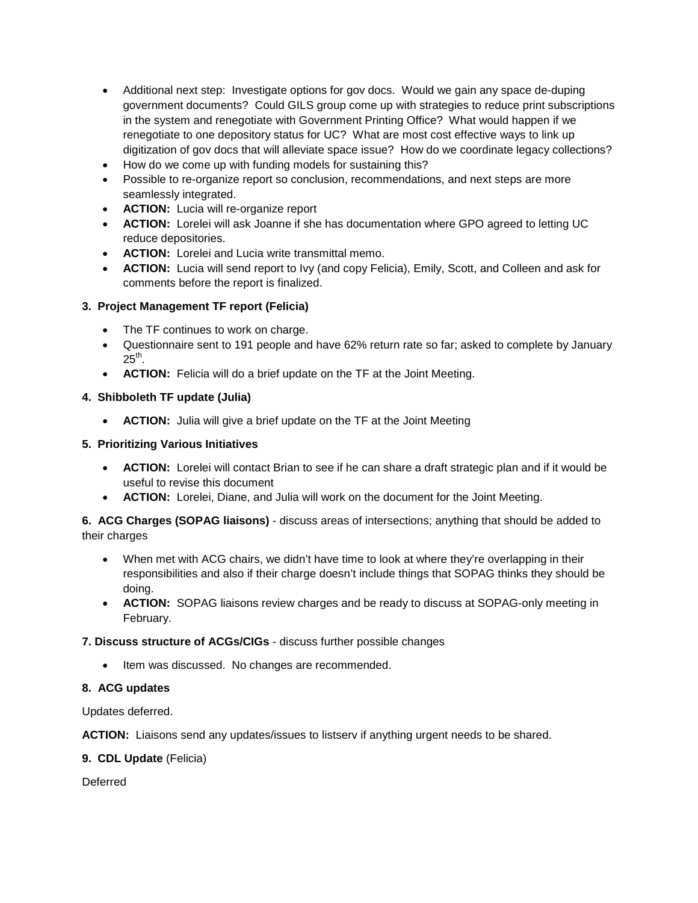- Additional next step: Investigate options for gov docs. Would we gain any space de-duping government documents? Could GILS group come up with strategies to reduce print subscriptions in the system and renegotiate with Government Printing Office? What would happen if we renegotiate to one depository status for UC? What are most cost effective ways to link up digitization of gov docs that will alleviate space issue? How do we coordinate legacy collections?
- How do we come up with funding models for sustaining this?
- Possible to re-organize report so conclusion, recommendations, and next steps are more seamlessly integrated.
- **ACTION:** Lucia will re-organize report
- **ACTION:** Lorelei will ask Joanne if she has documentation where GPO agreed to letting UC reduce depositories.
- **ACTION:** Lorelei and Lucia write transmittal memo.
- **ACTION:** Lucia will send report to Ivy (and copy Felicia), Emily, Scott, and Colleen and ask for comments before the report is finalized.

**3. Project Management TF report (Felicia)**

- The TF continues to work on charge.
- Questionnaire sent to 191 people and have 62% return rate so far; asked to complete by January 25th.
- **ACTION:** Felicia will do a brief update on the TF at the Joint Meeting.

**4. Shibboleth TF update (Julia)**

- **ACTION:** Julia will give a brief update on the TF at the Joint Meeting

**5. Prioritizing Various Initiatives**

- **ACTION:** Lorelei will contact Brian to see if he can share a draft strategic plan and if it would be useful to revise this document
- **ACTION:** Lorelei, Diane, and Julia will work on the document for the Joint Meeting.

**6. ACG Charges (SOPAG liaisons)** - discuss areas of intersections; anything that should be added to their charges

- When met with ACG chairs, we didn't have time to look at where they're overlapping in their responsibilities and also if their charge doesn't include things that SOPAG thinks they should be doing.
- **ACTION:** SOPAG liaisons review charges and be ready to discuss at SOPAG-only meeting in February.

**7. Discuss structure of ACGs/CIGs** - discuss further possible changes

- Item was discussed. No changes are recommended.

**8. ACG updates**

Updates deferred.

**ACTION:** Liaisons send any updates/issues to listserv if anything urgent needs to be shared.

**9. CDL Update** (Felicia)

Deferred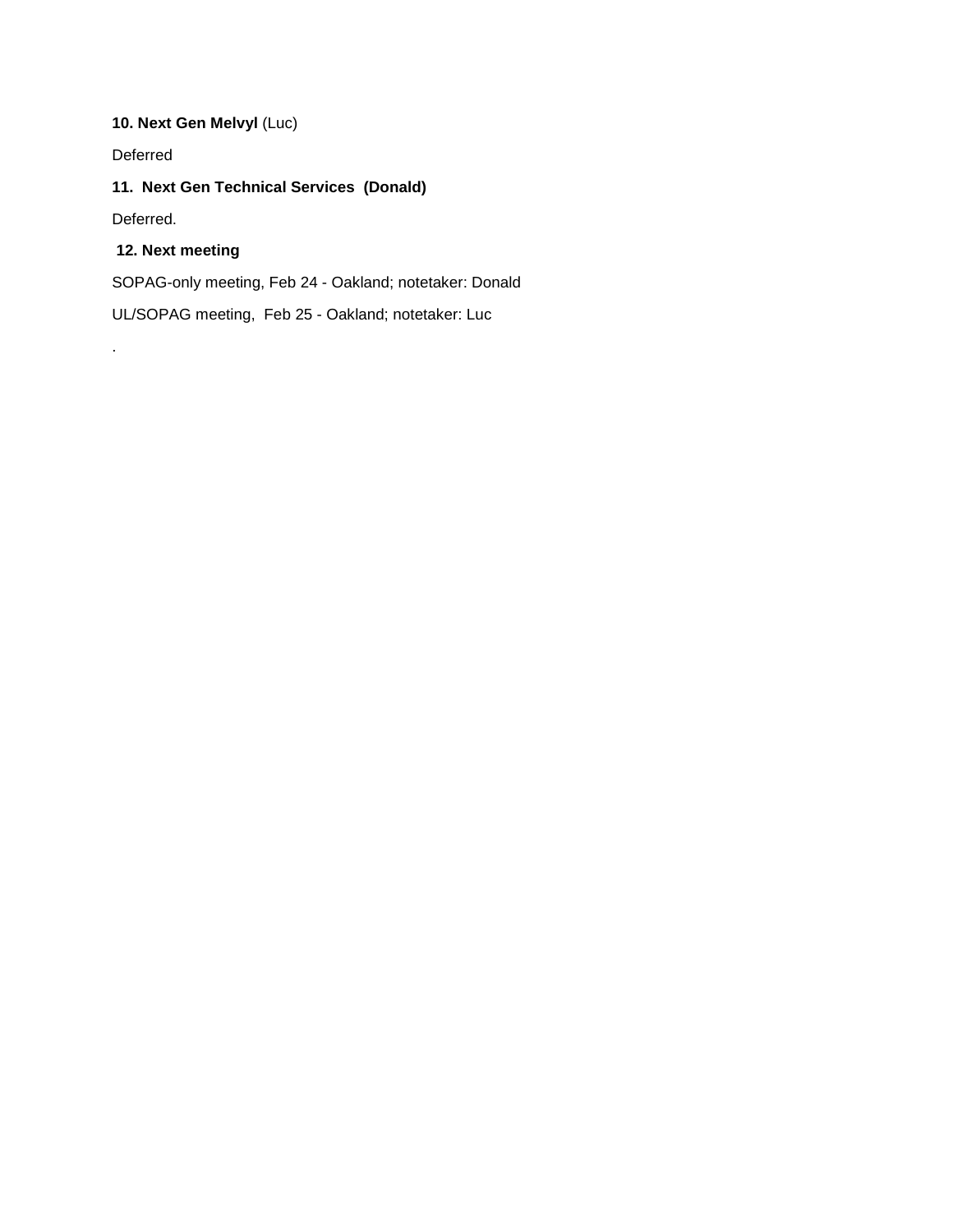**10. Next Gen Melvyl** (Luc)

Deferred

**11. Next Gen Technical Services (Donald)**

Deferred.

**12. Next meeting**

SOPAG-only meeting, Feb 24 - Oakland; notetaker: Donald

UL/SOPAG meeting, Feb 25 - Oakland; notetaker: Luc

.